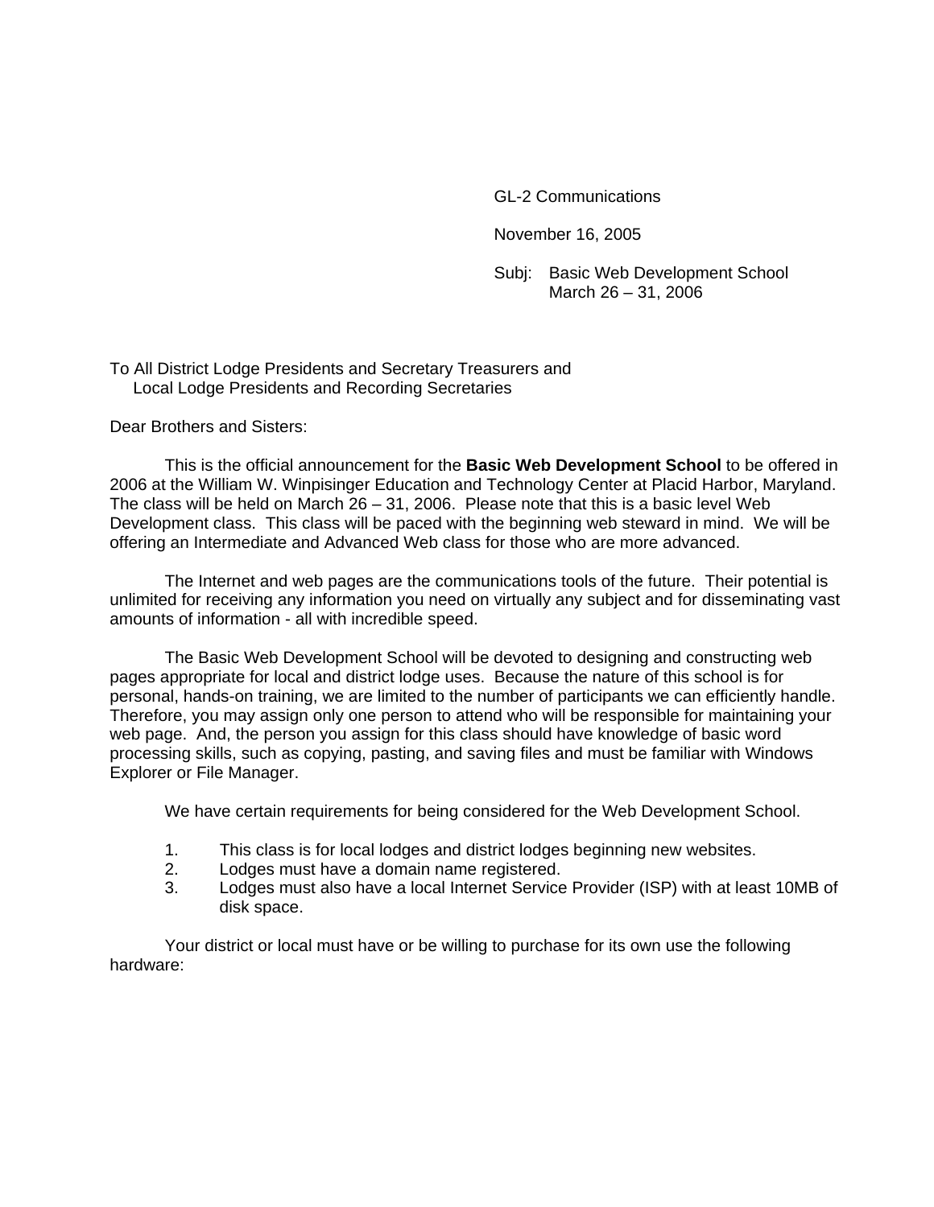GL-2 Communications

November 16, 2005

Subj: Basic Web Development School
March 26 – 31, 2006

To All District Lodge Presidents and Secretary Treasurers and
Local Lodge Presidents and Recording Secretaries

Dear Brothers and Sisters:

This is the official announcement for the **Basic Web Development School** to be offered in 2006 at the William W. Winpisinger Education and Technology Center at Placid Harbor, Maryland. The class will be held on March 26 – 31, 2006. Please note that this is a basic level Web Development class. This class will be paced with the beginning web steward in mind. We will be offering an Intermediate and Advanced Web class for those who are more advanced.

The Internet and web pages are the communications tools of the future. Their potential is unlimited for receiving any information you need on virtually any subject and for disseminating vast amounts of information - all with incredible speed.

The Basic Web Development School will be devoted to designing and constructing web pages appropriate for local and district lodge uses. Because the nature of this school is for personal, hands-on training, we are limited to the number of participants we can efficiently handle. Therefore, you may assign only one person to attend who will be responsible for maintaining your web page. And, the person you assign for this class should have knowledge of basic word processing skills, such as copying, pasting, and saving files and must be familiar with Windows Explorer or File Manager.

We have certain requirements for being considered for the Web Development School.

1. This class is for local lodges and district lodges beginning new websites.
2. Lodges must have a domain name registered.
3. Lodges must also have a local Internet Service Provider (ISP) with at least 10MB of disk space.

Your district or local must have or be willing to purchase for its own use the following hardware: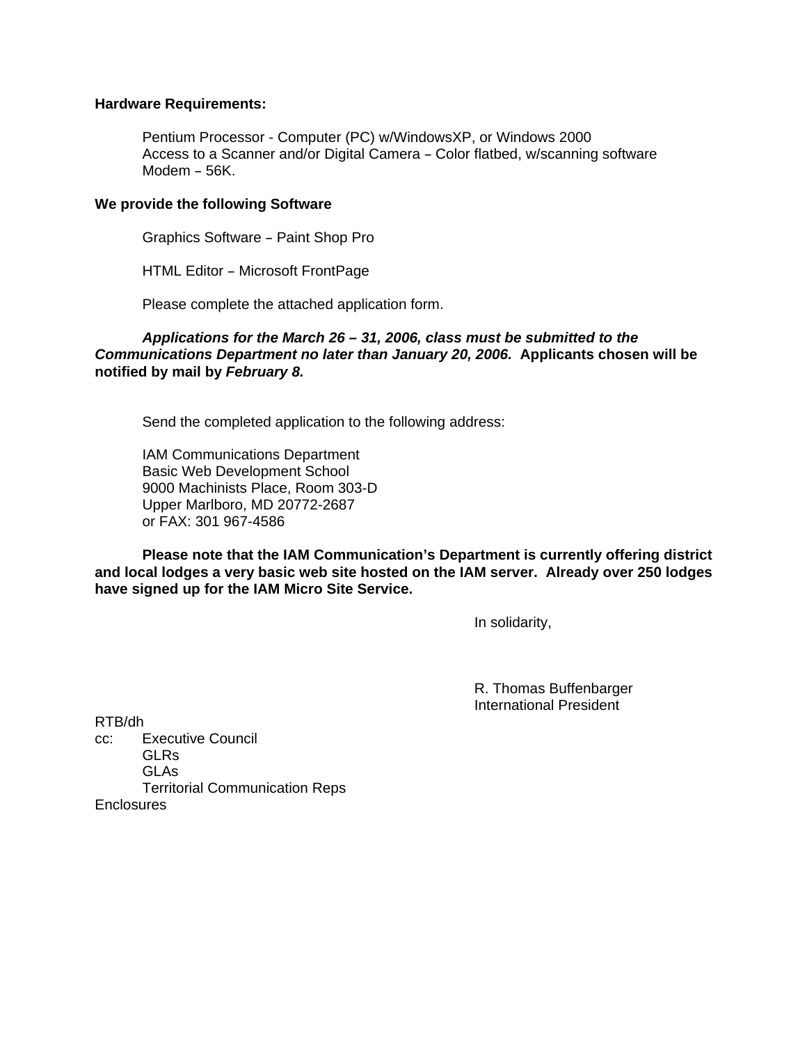**Hardware Requirements:**

Pentium Processor - Computer (PC) w/WindowsXP, or Windows 2000
Access to a Scanner and/or Digital Camera – Color flatbed, w/scanning software
Modem – 56K.

**We provide the following Software**

Graphics Software – Paint Shop Pro

HTML Editor – Microsoft FrontPage

Please complete the attached application form.

***Applications for the March 26 – 31, 2006, class must be submitted to the Communications Department no later than January 20, 2006.*** **Applicants chosen will be notified by mail by** ***February 8.***

Send the completed application to the following address:

IAM Communications Department
Basic Web Development School
9000 Machinists Place, Room 303-D
Upper Marlboro, MD 20772-2687
or FAX: 301 967-4586

**Please note that the IAM Communication's Department is currently offering district and local lodges a very basic web site hosted on the IAM server. Already over 250 lodges have signed up for the IAM Micro Site Service.**

In solidarity,

R. Thomas Buffenbarger
International President

RTB/dh
cc: Executive Council
GLRs
GLAs
Territorial Communication Reps
Enclosures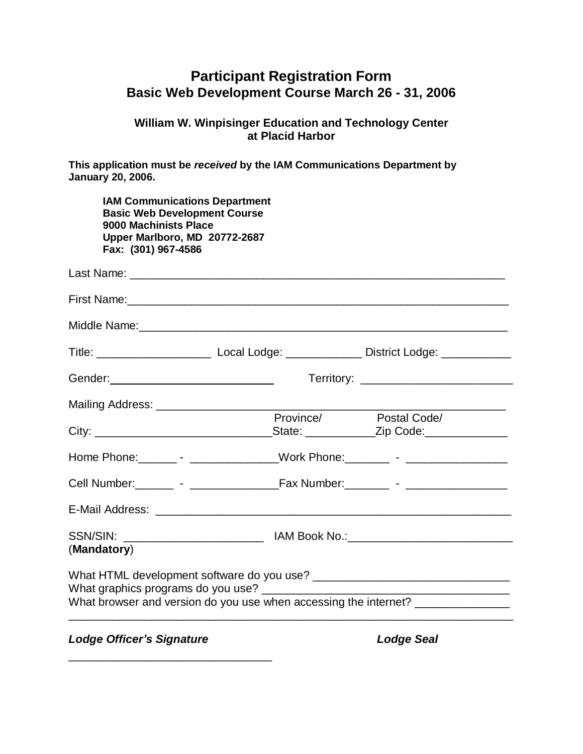# Participant Registration Form
## Basic Web Development Course March 26 - 31, 2006

### William W. Winpisinger Education and Technology Center at Placid Harbor

**This application must be *received* by the IAM Communications Department by January 20, 2006.**

**IAM Communications Department**
**Basic Web Development Course**
**9000 Machinists Place**
**Upper Marlboro, MD 20772-2687**
**Fax: (301) 967-4586**

Last Name: ___________________________________________________________

First Name:___________________________________________________________

Middle Name:__________________________________________________________

Title: __________________ Local Lodge: ____________ District Lodge: ___________

Gender: __________________________ Territory: ________________________

Mailing Address: ______________________________________________________

City: ____________________________ Province/ State: ___________ Postal Code/ Zip Code: _____________

Home Phone:______ - ______________Work Phone:_______ - ________________

Cell Number:______ - ______________Fax Number:_______ - ________________

E-Mail Address: ________________________________________________________

SSN/SIN: ______________________ IAM Book No.:__________________________
(**Mandatory**)

What HTML development software do you use? _______________________________
What graphics programs do you use? ___________________________________
What browser and version do you use when accessing the internet? _______________
_____________________________________________________________________

***Lodge Officer's Signature*** ***Lodge Seal***

________________________________